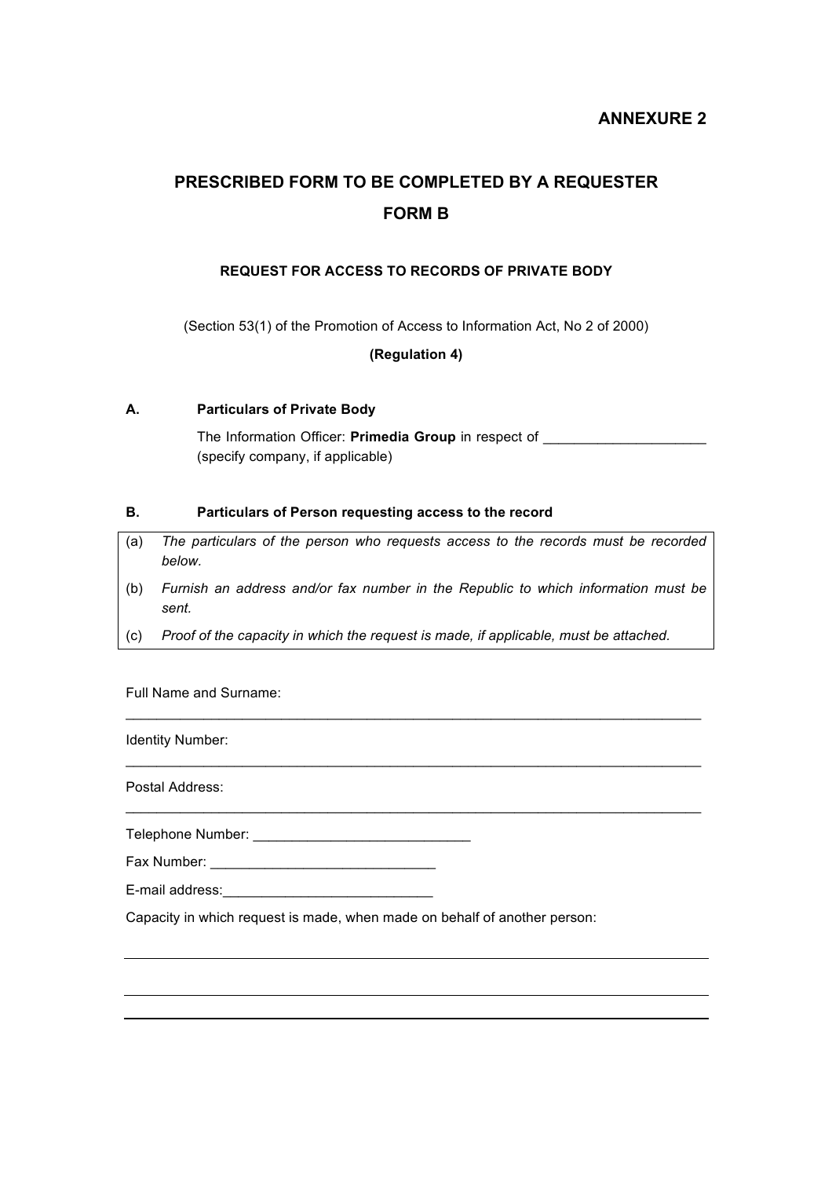**ANNEXURE 2**

## PRESCRIBED FORM TO BE COMPLETED BY A REQUESTER

## FORM B

### REQUEST FOR ACCESS TO RECORDS OF PRIVATE BODY

(Section 53(1) of the Promotion of Access to Information Act, No 2 of 2000)

**(Regulation 4)**

**A. Particulars of Private Body**

The Information Officer: **Primedia Group** in respect of ______________________ (specify company, if applicable)

**B. Particulars of Person requesting access to the record**

(a) *The particulars of the person who requests access to the records must be recorded below.*

(b) *Furnish an address and/or fax number in the Republic to which information must be sent.*

(c) *Proof of the capacity in which the request is made, if applicable, must be attached.*

Full Name and Surname:

______________________________________________________________________________

Identity Number:

______________________________________________________________________________

Postal Address:

______________________________________________________________________________

Telephone Number: ____________________________

Fax Number: _____________________________

E-mail address:___________________________

Capacity in which request is made, when made on behalf of another person:

______________________________________________________________________________

______________________________________________________________________________

______________________________________________________________________________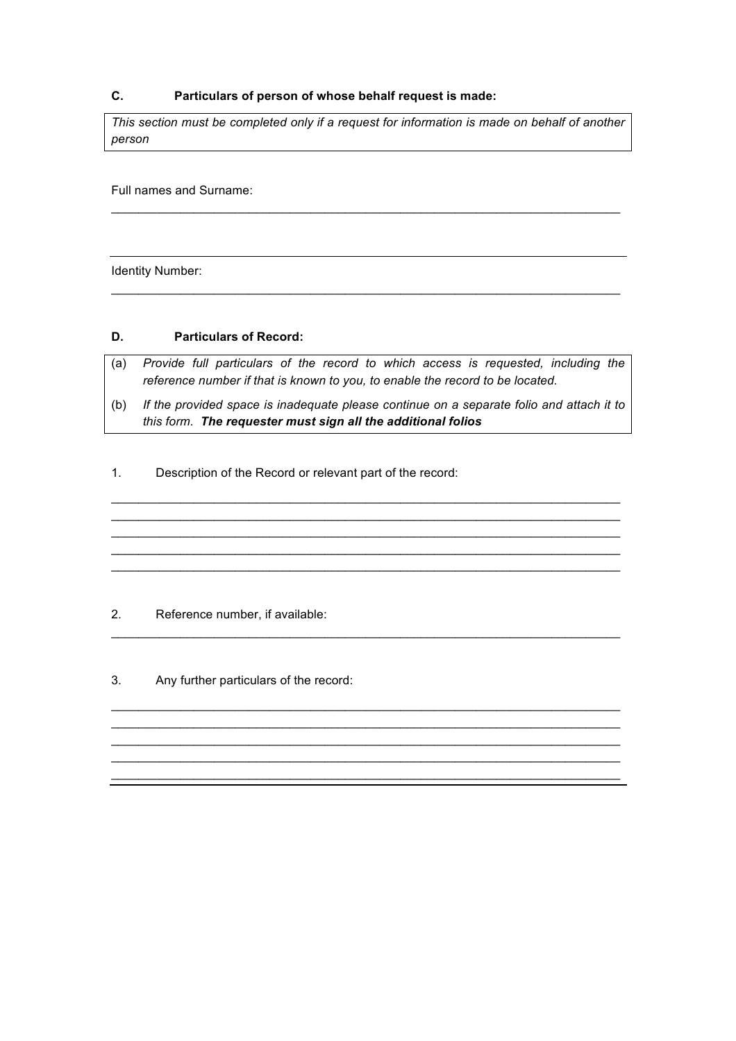### C. Particulars of person of whose behalf request is made:

| *This section must be completed only if a request for information is made on behalf of another person* |
|---|

Full names and Surname:

\_\_\_\_\_\_\_\_\_\_\_\_\_\_\_\_\_\_\_\_\_\_\_\_\_\_\_\_\_\_\_\_\_\_\_\_\_\_\_\_\_\_\_\_\_\_\_\_\_\_\_\_\_\_\_\_\_\_\_\_\_\_\_\_\_\_\_\_\_\_\_\_

Identity Number:

\_\_\_\_\_\_\_\_\_\_\_\_\_\_\_\_\_\_\_\_\_\_\_\_\_\_\_\_\_\_\_\_\_\_\_\_\_\_\_\_\_\_\_\_\_\_\_\_\_\_\_\_\_\_\_\_\_\_\_\_\_\_\_\_\_\_\_\_\_\_\_\_

### D. Particulars of Record:

| | |
|---|---|
| (a) | *Provide full particulars of the record to which access is requested, including the reference number if that is known to you, to enable the record to be located.* |
| (b) | *If the provided space is inadequate please continue on a separate folio and attach it to this form.* ***The requester must sign all the additional folios*** |

1. Description of the Record or relevant part of the record:

\_\_\_\_\_\_\_\_\_\_\_\_\_\_\_\_\_\_\_\_\_\_\_\_\_\_\_\_\_\_\_\_\_\_\_\_\_\_\_\_\_\_\_\_\_\_\_\_\_\_\_\_\_\_\_\_\_\_\_\_\_\_\_\_\_\_\_\_\_\_\_\_
\_\_\_\_\_\_\_\_\_\_\_\_\_\_\_\_\_\_\_\_\_\_\_\_\_\_\_\_\_\_\_\_\_\_\_\_\_\_\_\_\_\_\_\_\_\_\_\_\_\_\_\_\_\_\_\_\_\_\_\_\_\_\_\_\_\_\_\_\_\_\_\_
\_\_\_\_\_\_\_\_\_\_\_\_\_\_\_\_\_\_\_\_\_\_\_\_\_\_\_\_\_\_\_\_\_\_\_\_\_\_\_\_\_\_\_\_\_\_\_\_\_\_\_\_\_\_\_\_\_\_\_\_\_\_\_\_\_\_\_\_\_\_\_\_
\_\_\_\_\_\_\_\_\_\_\_\_\_\_\_\_\_\_\_\_\_\_\_\_\_\_\_\_\_\_\_\_\_\_\_\_\_\_\_\_\_\_\_\_\_\_\_\_\_\_\_\_\_\_\_\_\_\_\_\_\_\_\_\_\_\_\_\_\_\_\_\_
\_\_\_\_\_\_\_\_\_\_\_\_\_\_\_\_\_\_\_\_\_\_\_\_\_\_\_\_\_\_\_\_\_\_\_\_\_\_\_\_\_\_\_\_\_\_\_\_\_\_\_\_\_\_\_\_\_\_\_\_\_\_\_\_\_\_\_\_\_\_\_\_

2. Reference number, if available:

\_\_\_\_\_\_\_\_\_\_\_\_\_\_\_\_\_\_\_\_\_\_\_\_\_\_\_\_\_\_\_\_\_\_\_\_\_\_\_\_\_\_\_\_\_\_\_\_\_\_\_\_\_\_\_\_\_\_\_\_\_\_\_\_\_\_\_\_\_\_\_\_

3. Any further particulars of the record:

\_\_\_\_\_\_\_\_\_\_\_\_\_\_\_\_\_\_\_\_\_\_\_\_\_\_\_\_\_\_\_\_\_\_\_\_\_\_\_\_\_\_\_\_\_\_\_\_\_\_\_\_\_\_\_\_\_\_\_\_\_\_\_\_\_\_\_\_\_\_\_\_
\_\_\_\_\_\_\_\_\_\_\_\_\_\_\_\_\_\_\_\_\_\_\_\_\_\_\_\_\_\_\_\_\_\_\_\_\_\_\_\_\_\_\_\_\_\_\_\_\_\_\_\_\_\_\_\_\_\_\_\_\_\_\_\_\_\_\_\_\_\_\_\_
\_\_\_\_\_\_\_\_\_\_\_\_\_\_\_\_\_\_\_\_\_\_\_\_\_\_\_\_\_\_\_\_\_\_\_\_\_\_\_\_\_\_\_\_\_\_\_\_\_\_\_\_\_\_\_\_\_\_\_\_\_\_\_\_\_\_\_\_\_\_\_\_
\_\_\_\_\_\_\_\_\_\_\_\_\_\_\_\_\_\_\_\_\_\_\_\_\_\_\_\_\_\_\_\_\_\_\_\_\_\_\_\_\_\_\_\_\_\_\_\_\_\_\_\_\_\_\_\_\_\_\_\_\_\_\_\_\_\_\_\_\_\_\_\_
\_\_\_\_\_\_\_\_\_\_\_\_\_\_\_\_\_\_\_\_\_\_\_\_\_\_\_\_\_\_\_\_\_\_\_\_\_\_\_\_\_\_\_\_\_\_\_\_\_\_\_\_\_\_\_\_\_\_\_\_\_\_\_\_\_\_\_\_\_\_\_\_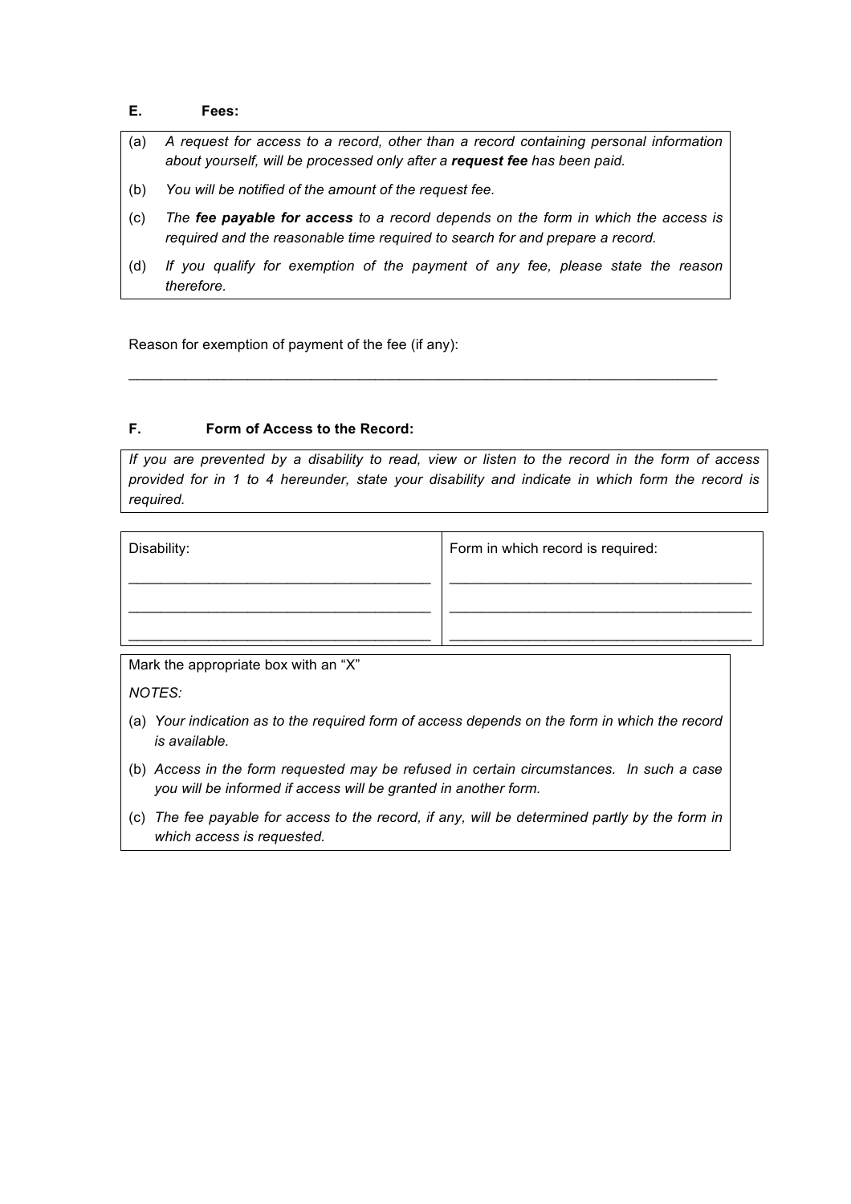**E. Fees:**

(a) *A request for access to a record, other than a record containing personal information about yourself, will be processed only after a **request fee** has been paid.*

(b) *You will be notified of the amount of the request fee.*

(c) *The **fee payable for access** to a record depends on the form in which the access is required and the reasonable time required to search for and prepare a record.*

(d) *If you qualify for exemption of the payment of any fee, please state the reason therefore.*

Reason for exemption of payment of the fee (if any):

_______________________________________________________________________________

**F. Form of Access to the Record:**

*If you are prevented by a disability to read, view or listen to the record in the form of access provided for in 1 to 4 hereunder, state your disability and indicate in which form the record is required.*

| Disability: | Form in which record is required: |
| --- | --- |
| ________________________________________ | ________________________________________ |
| ________________________________________ | ________________________________________ |
| ________________________________________ | ________________________________________ |

Mark the appropriate box with an "X"

*NOTES:*

(a) *Your indication as to the required form of access depends on the form in which the record is available.*

(b) *Access in the form requested may be refused in certain circumstances. In such a case you will be informed if access will be granted in another form.*

(c) *The fee payable for access to the record, if any, will be determined partly by the form in which access is requested.*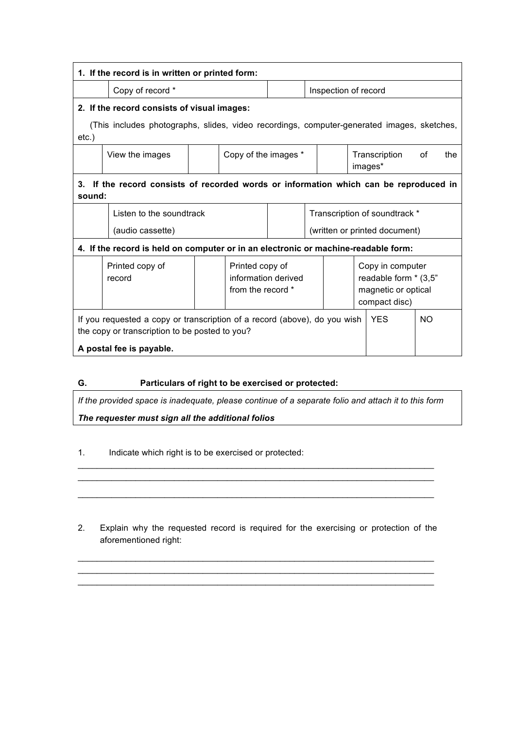| **1. If the record is in written or printed form:** | | | |
|---|---|---|---|
| | Copy of record * | | Inspection of record |

| **2. If the record consists of visual images:** | | | | | |
|---|---|---|---|---|---|
| (This includes photographs, slides, video recordings, computer-generated images, sketches, etc.) | | | | | |
| | View the images | | Copy of the images * | | Transcription of the images* |

| **3. If the record consists of recorded words or information which can be reproduced in sound:** | | | |
|---|---|---|---|
| | Listen to the soundtrack (audio cassette) | | Transcription of soundtrack * (written or printed document) |

| **4. If the record is held on computer or in an electronic or machine-readable form:** | | | | | |
|---|---|---|---|---|---|
| | Printed copy of record | | Printed copy of information derived from the record * | | Copy in computer readable form * (3,5" magnetic or optical compact disc) |

| If you requested a copy or transcription of a record (above), do you wish the copy or transcription to be posted to you? **A postal fee is payable.** | YES | NO |
|---|---|---|

**G. Particulars of right to be exercised or protected:**

*If the provided space is inadequate, please continue of a separate folio and attach it to this form*

***The requester must sign all the additional folios***

1. Indicate which right is to be exercised or protected:

______________________________________________________________________________
______________________________________________________________________________
______________________________________________________________________________

2. Explain why the requested record is required for the exercising or protection of the aforementioned right:

______________________________________________________________________________
______________________________________________________________________________
______________________________________________________________________________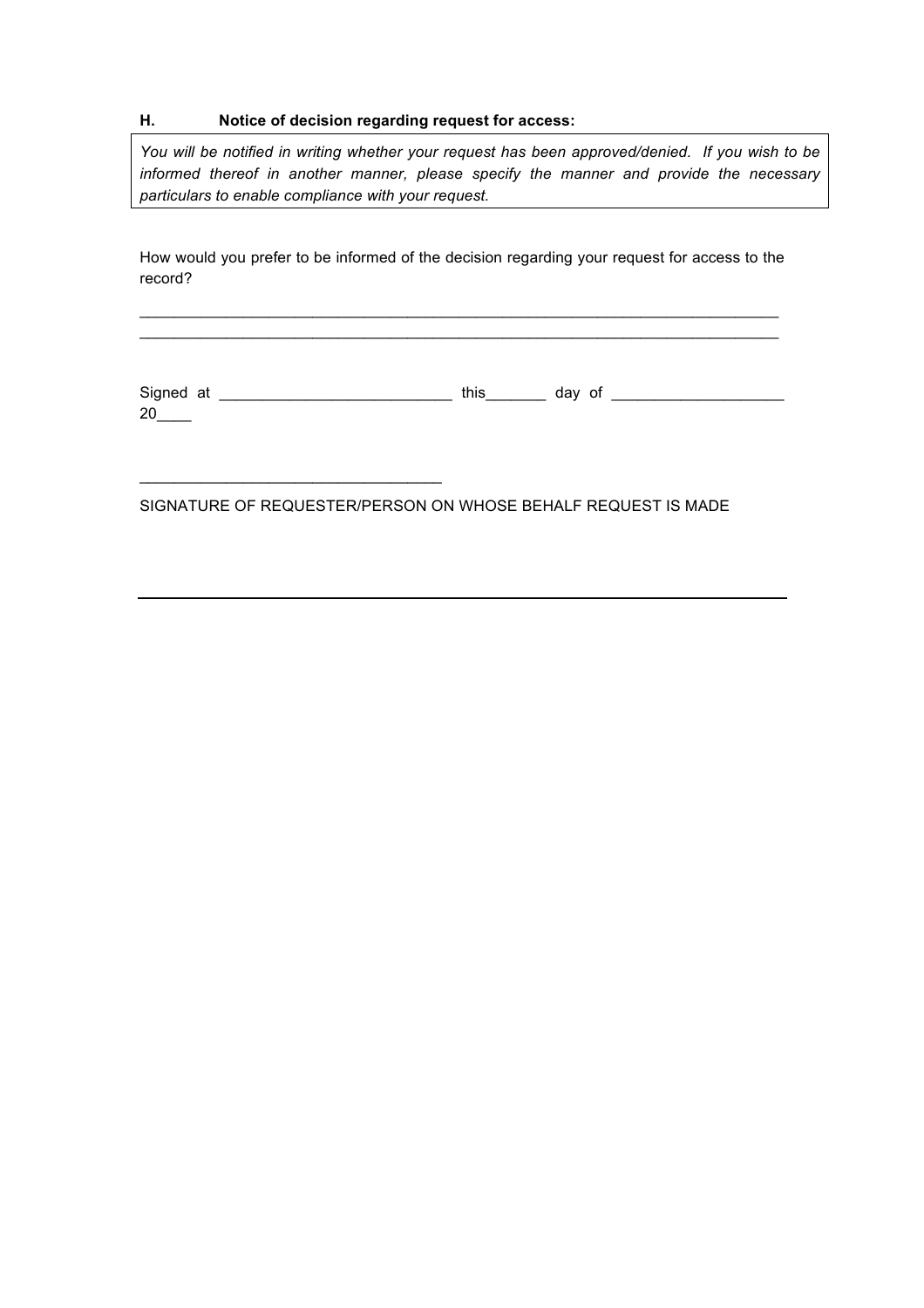**H. Notice of decision regarding request for access:**

*You will be notified in writing whether your request has been approved/denied. If you wish to be informed thereof in another manner, please specify the manner and provide the necessary particulars to enable compliance with your request.*

How would you prefer to be informed of the decision regarding your request for access to the record?

_____________________________________________________________________________

_____________________________________________________________________________

Signed at ___________________________ this_______ day of ____________________ 20____

___________________________________

SIGNATURE OF REQUESTER/PERSON ON WHOSE BEHALF REQUEST IS MADE

---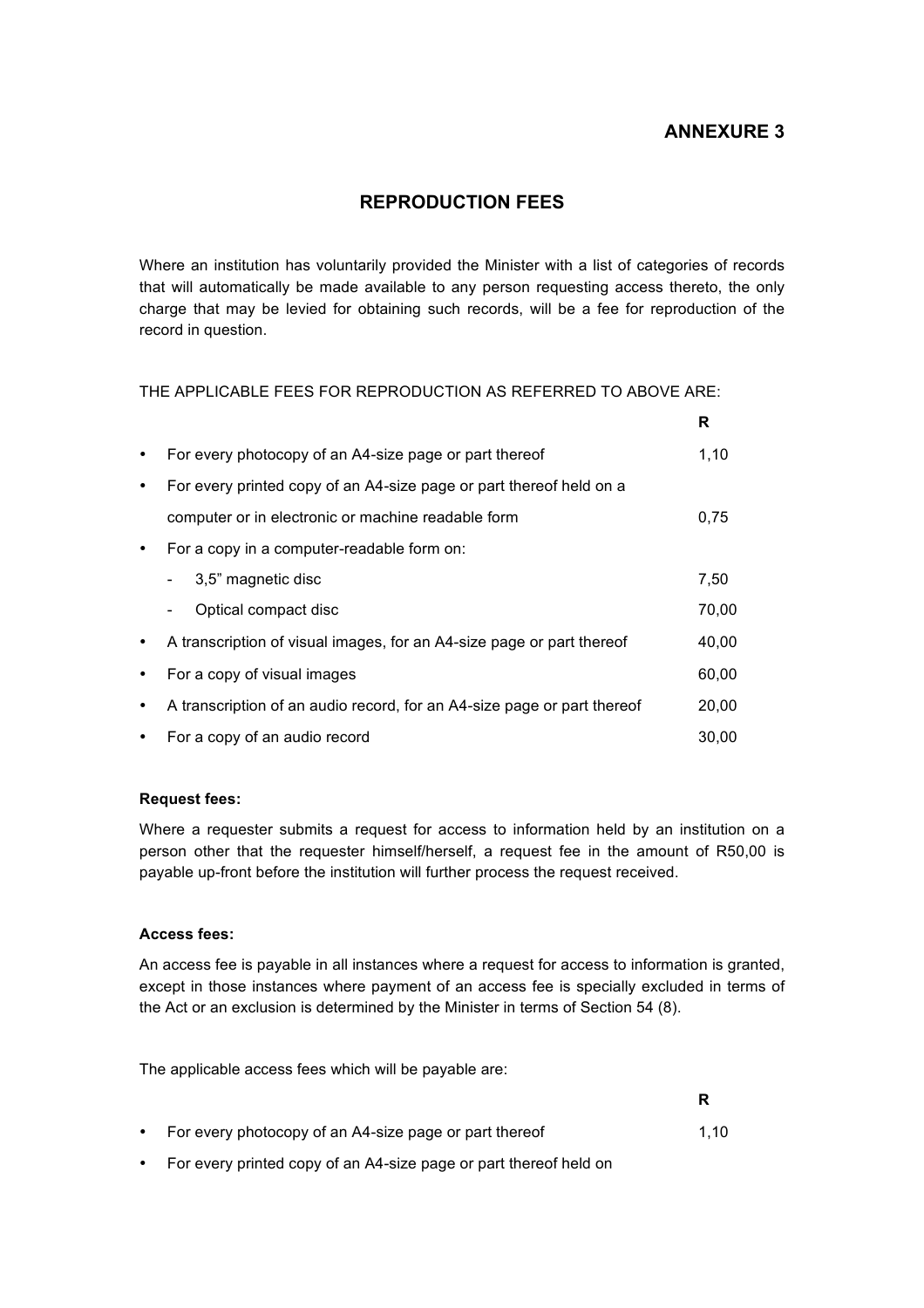## ANNEXURE 3

# REPRODUCTION FEES

Where an institution has voluntarily provided the Minister with a list of categories of records that will automatically be made available to any person requesting access thereto, the only charge that may be levied for obtaining such records, will be a fee for reproduction of the record in question.

THE APPLICABLE FEES FOR REPRODUCTION AS REFERRED TO ABOVE ARE:

| | R |
|---|---|
| • For every photocopy of an A4-size page or part thereof | 1,10 |
| • For every printed copy of an A4-size page or part thereof held on a computer or in electronic or machine readable form | 0,75 |
| • For a copy in a computer-readable form on: | |
| - 3,5" magnetic disc | 7,50 |
| - Optical compact disc | 70,00 |
| • A transcription of visual images, for an A4-size page or part thereof | 40,00 |
| • For a copy of visual images | 60,00 |
| • A transcription of an audio record, for an A4-size page or part thereof | 20,00 |
| • For a copy of an audio record | 30,00 |

**Request fees:**

Where a requester submits a request for access to information held by an institution on a person other that the requester himself/herself, a request fee in the amount of R50,00 is payable up-front before the institution will further process the request received.

**Access fees:**

An access fee is payable in all instances where a request for access to information is granted, except in those instances where payment of an access fee is specially excluded in terms of the Act or an exclusion is determined by the Minister in terms of Section 54 (8).

The applicable access fees which will be payable are:

| | R |
|---|---|
| • For every photocopy of an A4-size page or part thereof | 1,10 |
| • For every printed copy of an A4-size page or part thereof held on | |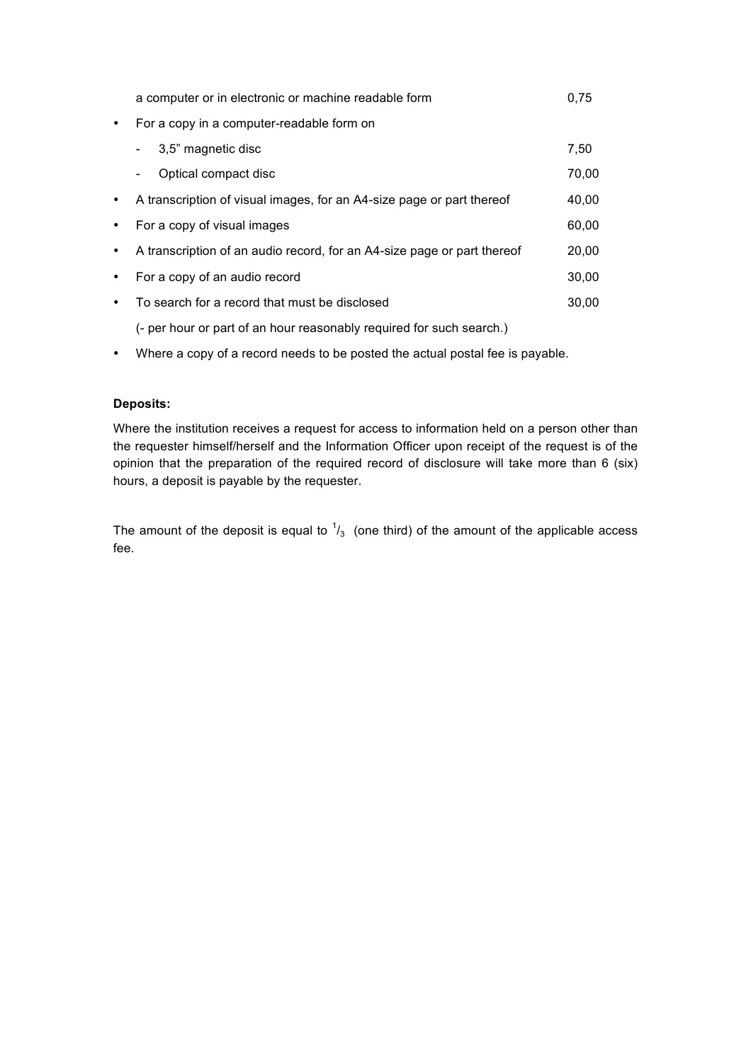| | |
|---|---|
| a computer or in electronic or machine readable form | 0,75 |
| • For a copy in a computer-readable form on | |
| - 3,5” magnetic disc | 7,50 |
| - Optical compact disc | 70,00 |
| • A transcription of visual images, for an A4-size page or part thereof | 40,00 |
| • For a copy of visual images | 60,00 |
| • A transcription of an audio record, for an A4-size page or part thereof | 20,00 |
| • For a copy of an audio record | 30,00 |
| • To search for a record that must be disclosed | 30,00 |
| (- per hour or part of an hour reasonably required for such search.) | |

- Where a copy of a record needs to be posted the actual postal fee is payable.

**Deposits:**

Where the institution receives a request for access to information held on a person other than the requester himself/herself and the Information Officer upon receipt of the request is of the opinion that the preparation of the required record of disclosure will take more than 6 (six) hours, a deposit is payable by the requester.

The amount of the deposit is equal to $^{1}/_{3}$ (one third) of the amount of the applicable access fee.